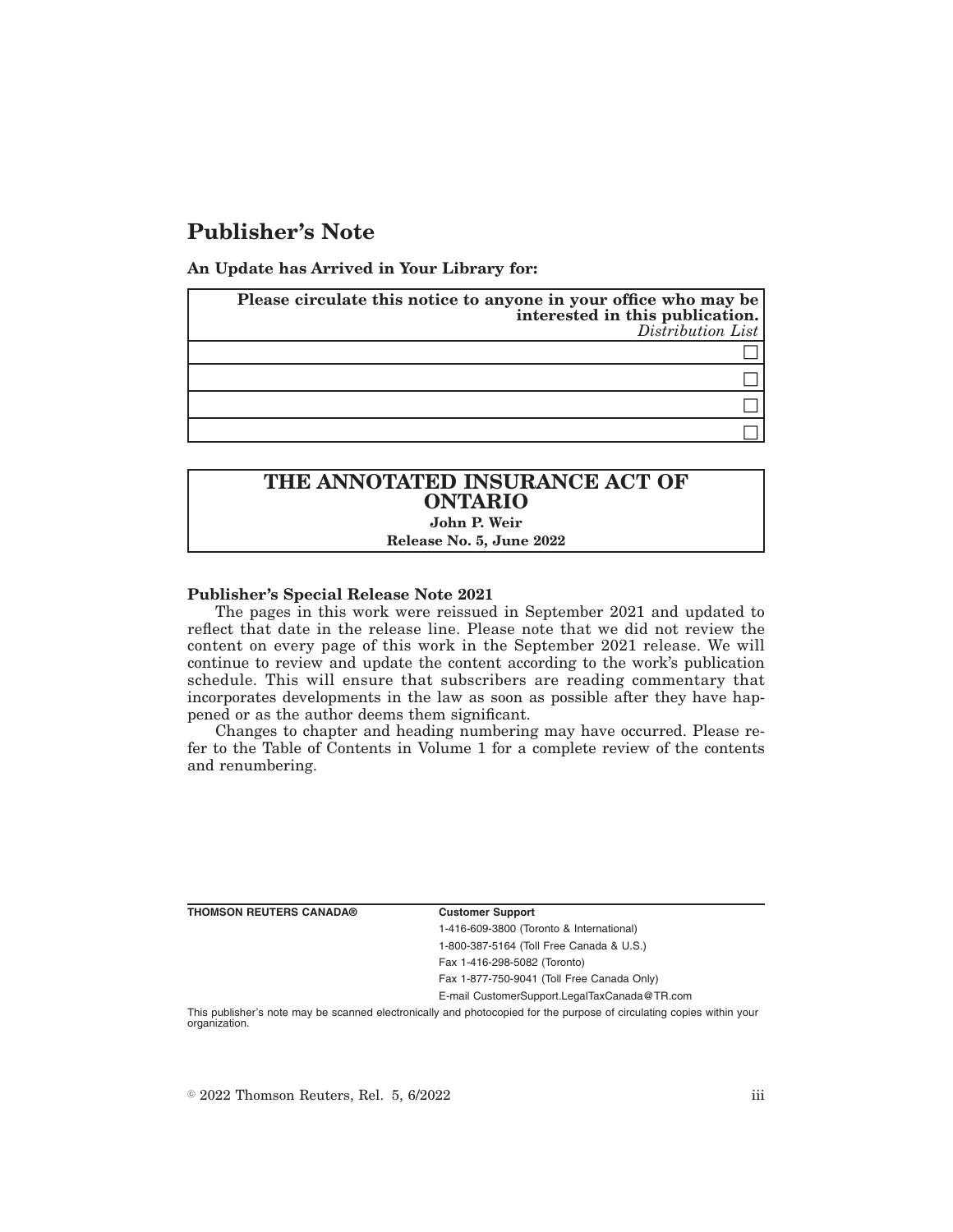# Publisher's Note

**An Update has Arrived in Your Library for:**

| **Please circulate this notice to anyone in your office who may be interested in this publication.** *Distribution List* |
| --- |
| ☐ |
| ☐ |
| ☐ |
| ☐ |

| **THE ANNOTATED INSURANCE ACT OF ONTARIO** |
| --- |
| **John P. Weir** |
| **Release No. 5, June 2022** |

**Publisher's Special Release Note 2021**

The pages in this work were reissued in September 2021 and updated to reflect that date in the release line. Please note that we did not review the content on every page of this work in the September 2021 release. We will continue to review and update the content according to the work's publication schedule. This will ensure that subscribers are reading commentary that incorporates developments in the law as soon as possible after they have happened or as the author deems them significant.

Changes to chapter and heading numbering may have occurred. Please refer to the Table of Contents in Volume 1 for a complete review of the contents and renumbering.

**THOMSON REUTERS CANADA®**

**Customer Support**

1-416-609-3800 (Toronto & International)

1-800-387-5164 (Toll Free Canada & U.S.)

Fax 1-416-298-5082 (Toronto)

Fax 1-877-750-9041 (Toll Free Canada Only)

E-mail CustomerSupport.LegalTaxCanada@TR.com

This publisher's note may be scanned electronically and photocopied for the purpose of circulating copies within your organization.

© 2022 Thomson Reuters, Rel. 5, 6/2022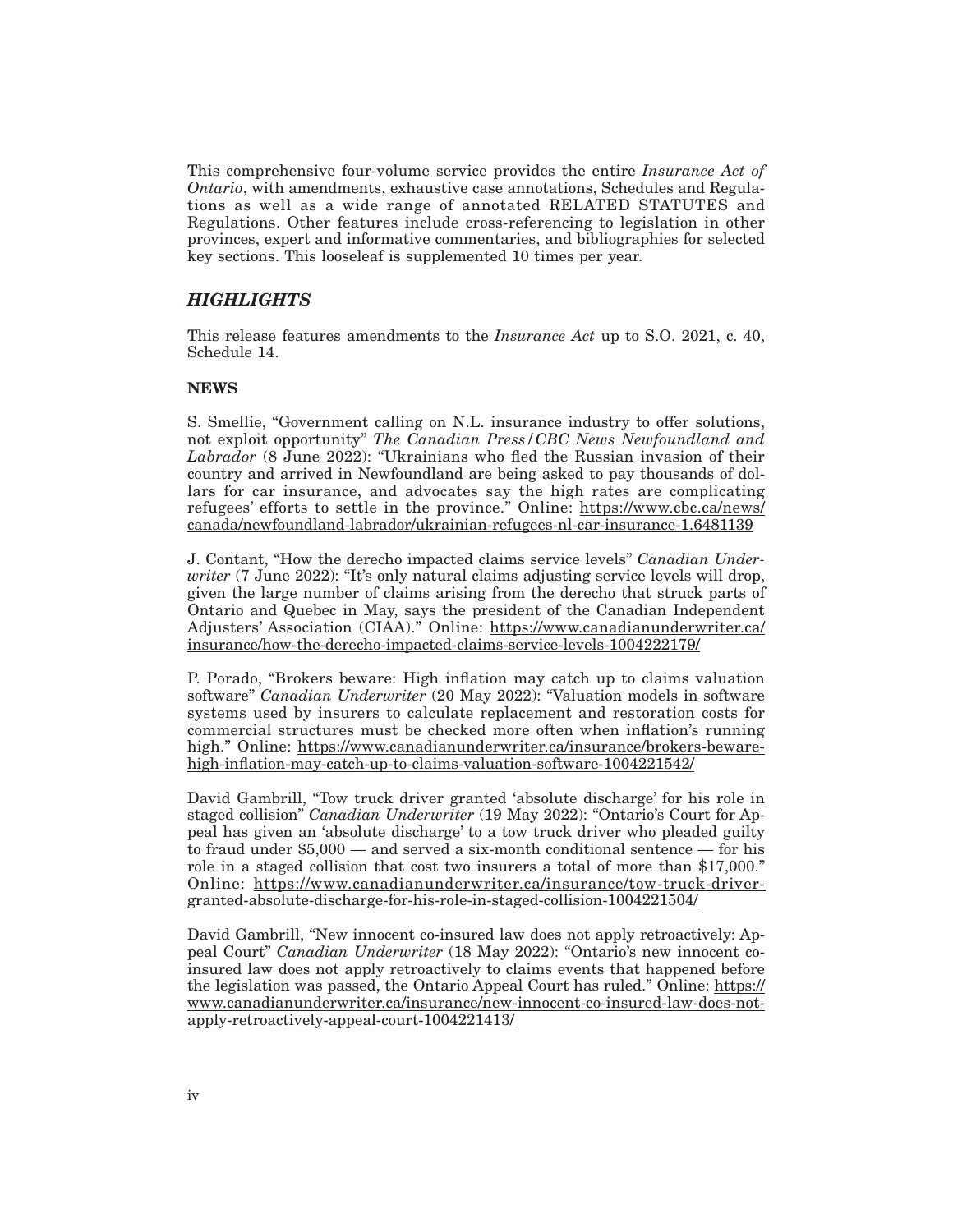This comprehensive four-volume service provides the entire *Insurance Act of Ontario*, with amendments, exhaustive case annotations, Schedules and Regulations as well as a wide range of annotated RELATED STATUTES and Regulations. Other features include cross-referencing to legislation in other provinces, expert and informative commentaries, and bibliographies for selected key sections. This looseleaf is supplemented 10 times per year.

## *HIGHLIGHTS*

This release features amendments to the *Insurance Act* up to S.O. 2021, c. 40, Schedule 14.

### NEWS

S. Smellie, "Government calling on N.L. insurance industry to offer solutions, not exploit opportunity" *The Canadian Press/CBC News Newfoundland and Labrador* (8 June 2022): "Ukrainians who fled the Russian invasion of their country and arrived in Newfoundland are being asked to pay thousands of dollars for car insurance, and advocates say the high rates are complicating refugees' efforts to settle in the province." Online: https://www.cbc.ca/news/canada/newfoundland-labrador/ukrainian-refugees-nl-car-insurance-1.6481139

J. Contant, "How the derecho impacted claims service levels" *Canadian Underwriter* (7 June 2022): "It's only natural claims adjusting service levels will drop, given the large number of claims arising from the derecho that struck parts of Ontario and Quebec in May, says the president of the Canadian Independent Adjusters' Association (CIAA)." Online: https://www.canadianunderwriter.ca/insurance/how-the-derecho-impacted-claims-service-levels-1004222179/

P. Porado, "Brokers beware: High inflation may catch up to claims valuation software" *Canadian Underwriter* (20 May 2022): "Valuation models in software systems used by insurers to calculate replacement and restoration costs for commercial structures must be checked more often when inflation's running high." Online: https://www.canadianunderwriter.ca/insurance/brokers-beware-high-inflation-may-catch-up-to-claims-valuation-software-1004221542/

David Gambrill, "Tow truck driver granted 'absolute discharge' for his role in staged collision" *Canadian Underwriter* (19 May 2022): "Ontario's Court for Appeal has given an 'absolute discharge' to a tow truck driver who pleaded guilty to fraud under $5,000 — and served a six-month conditional sentence — for his role in a staged collision that cost two insurers a total of more than $17,000." Online: https://www.canadianunderwriter.ca/insurance/tow-truck-driver-granted-absolute-discharge-for-his-role-in-staged-collision-1004221504/

David Gambrill, "New innocent co-insured law does not apply retroactively: Appeal Court" *Canadian Underwriter* (18 May 2022): "Ontario's new innocent co-insured law does not apply retroactively to claims events that happened before the legislation was passed, the Ontario Appeal Court has ruled." Online: https://www.canadianunderwriter.ca/insurance/new-innocent-co-insured-law-does-not-apply-retroactively-appeal-court-1004221413/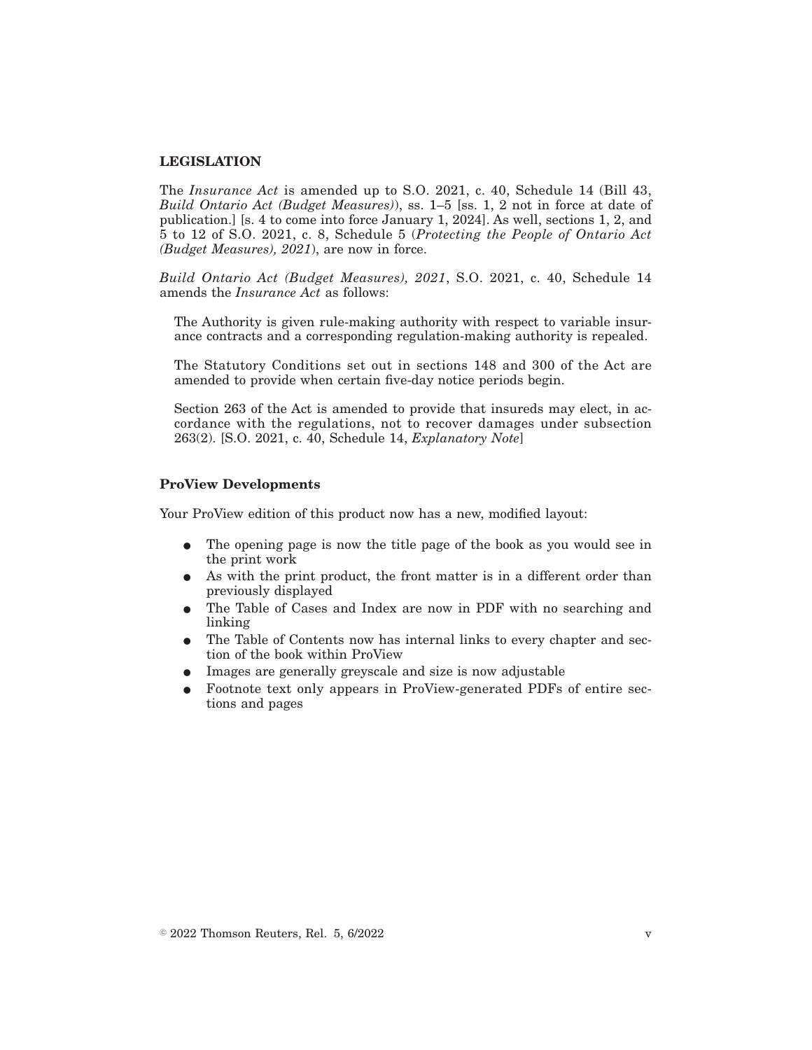## LEGISLATION

The *Insurance Act* is amended up to S.O. 2021, c. 40, Schedule 14 (Bill 43, *Build Ontario Act (Budget Measures)*), ss. 1–5 [ss. 1, 2 not in force at date of publication.] [s. 4 to come into force January 1, 2024]. As well, sections 1, 2, and 5 to 12 of S.O. 2021, c. 8, Schedule 5 (*Protecting the People of Ontario Act (Budget Measures), 2021*), are now in force.

*Build Ontario Act (Budget Measures), 2021*, S.O. 2021, c. 40, Schedule 14 amends the *Insurance Act* as follows:

> The Authority is given rule-making authority with respect to variable insurance contracts and a corresponding regulation-making authority is repealed.
>
> The Statutory Conditions set out in sections 148 and 300 of the Act are amended to provide when certain five-day notice periods begin.
>
> Section 263 of the Act is amended to provide that insureds may elect, in accordance with the regulations, not to recover damages under subsection 263(2). [S.O. 2021, c. 40, Schedule 14, *Explanatory Note*]

## ProView Developments

Your ProView edition of this product now has a new, modified layout:

- The opening page is now the title page of the book as you would see in the print work
- As with the print product, the front matter is in a different order than previously displayed
- The Table of Cases and Index are now in PDF with no searching and linking
- The Table of Contents now has internal links to every chapter and section of the book within ProView
- Images are generally greyscale and size is now adjustable
- Footnote text only appears in ProView-generated PDFs of entire sections and pages

© 2022 Thomson Reuters, Rel. 5, 6/2022